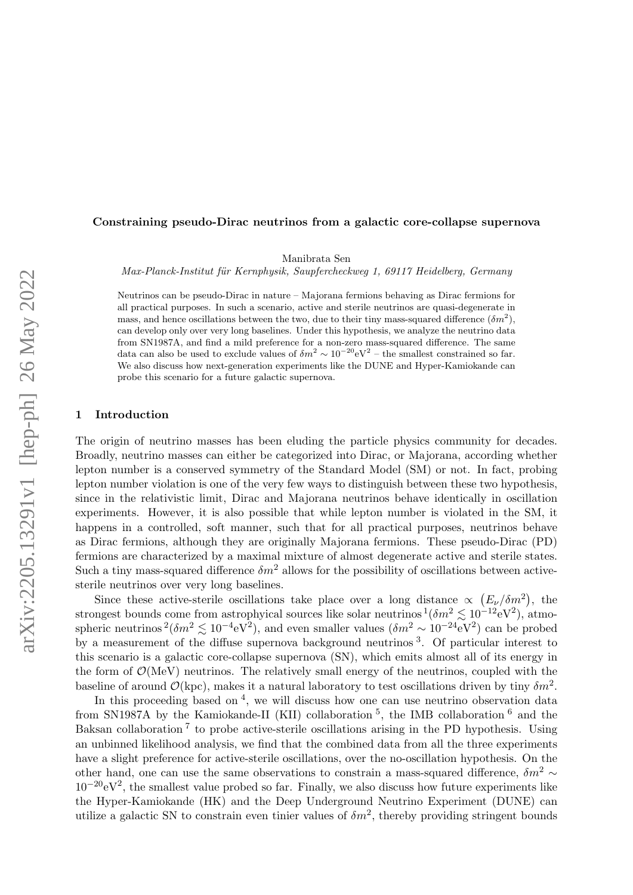**Constraining pseudo-Dirac neutrinos from a galactic core-collapse supernova**

Manibrata Sen

*Max-Planck-Institut für Kernphysik, Saupfercheckweg 1, 69117 Heidelberg, Germany*

Neutrinos can be pseudo-Dirac in nature – Majorana fermions behaving as Dirac fermions for all practical purposes. In such a scenario, active and sterile neutrinos are quasi-degenerate in mass, and hence oscillations between the two, due to their tiny mass-squared difference ($\delta m^2$), can develop only over very long baselines. Under this hypothesis, we analyze the neutrino data from SN1987A, and find a mild preference for a non-zero mass-squared difference. The same data can also be used to exclude values of $\delta m^2 \sim 10^{-20}\text{eV}^2$ – the smallest constrained so far. We also discuss how next-generation experiments like the DUNE and Hyper-Kamiokande can probe this scenario for a future galactic supernova.

## 1 Introduction

The origin of neutrino masses has been eluding the particle physics community for decades. Broadly, neutrino masses can either be categorized into Dirac, or Majorana, according whether lepton number is a conserved symmetry of the Standard Model (SM) or not. In fact, probing lepton number violation is one of the very few ways to distinguish between these two hypothesis, since in the relativistic limit, Dirac and Majorana neutrinos behave identically in oscillation experiments. However, it is also possible that while lepton number is violated in the SM, it happens in a controlled, soft manner, such that for all practical purposes, neutrinos behave as Dirac fermions, although they are originally Majorana fermions. These pseudo-Dirac (PD) fermions are characterized by a maximal mixture of almost degenerate active and sterile states. Such a tiny mass-squared difference $\delta m^2$ allows for the possibility of oscillations between active-sterile neutrinos over very long baselines.

Since these active-sterile oscillations take place over a long distance $\propto \left(E_\nu/\delta m^2\right)$, the strongest bounds come from astrophyical sources like solar neutrinos [1]($\delta m^2 \lesssim 10^{-12}\text{eV}^2$), atmospheric neutrinos [2]($\delta m^2 \lesssim 10^{-4}\text{eV}^2$), and even smaller values ($\delta m^2 \sim 10^{-24}\text{eV}^2$) can be probed by a measurement of the diffuse supernova background neutrinos [3]. Of particular interest to this scenario is a galactic core-collapse supernova (SN), which emits almost all of its energy in the form of $\mathcal{O}$(MeV) neutrinos. The relatively small energy of the neutrinos, coupled with the baseline of around $\mathcal{O}$(kpc), makes it a natural laboratory to test oscillations driven by tiny $\delta m^2$.

In this proceeding based on [4], we will discuss how one can use neutrino observation data from SN1987A by the Kamiokande-II (KII) collaboration [5], the IMB collaboration [6] and the Baksan collaboration [7] to probe active-sterile oscillations arising in the PD hypothesis. Using an unbinned likelihood analysis, we find that the combined data from all the three experiments have a slight preference for active-sterile oscillations, over the no-oscillation hypothesis. On the other hand, one can use the same observations to constrain a mass-squared difference, $\delta m^2 \sim 10^{-20}\text{eV}^2$, the smallest value probed so far. Finally, we also discuss how future experiments like the Hyper-Kamiokande (HK) and the Deep Underground Neutrino Experiment (DUNE) can utilize a galactic SN to constrain even tinier values of $\delta m^2$, thereby providing stringent bounds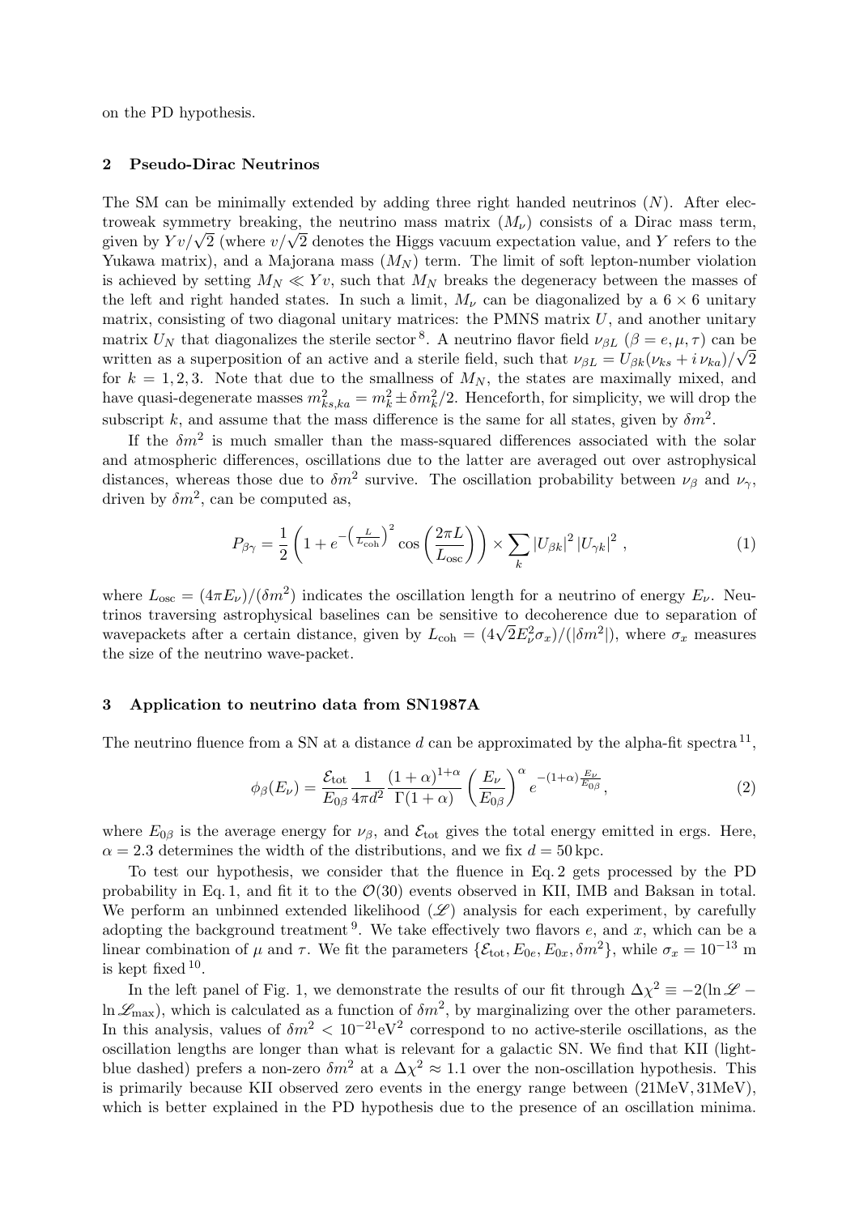on the PD hypothesis.

## 2 Pseudo-Dirac Neutrinos

The SM can be minimally extended by adding three right handed neutrinos ($N$). After electroweak symmetry breaking, the neutrino mass matrix ($M_\nu$) consists of a Dirac mass term, given by $Yv/\sqrt{2}$ (where $v/\sqrt{2}$ denotes the Higgs vacuum expectation value, and $Y$ refers to the Yukawa matrix), and a Majorana mass ($M_N$) term. The limit of soft lepton-number violation is achieved by setting $M_N \ll Yv$, such that $M_N$ breaks the degeneracy between the masses of the left and right handed states. In such a limit, $M_\nu$ can be diagonalized by a $6 \times 6$ unitary matrix, consisting of two diagonal unitary matrices: the PMNS matrix $U$, and another unitary matrix $U_N$ that diagonalizes the sterile sector[8]. A neutrino flavor field $\nu_{\beta L}$ ($\beta = e, \mu, \tau$) can be written as a superposition of an active and a sterile field, such that $\nu_{\beta L} = U_{\beta k}(\nu_{ks} + i\,\nu_{ka})/\sqrt{2}$ for $k = 1, 2, 3$. Note that due to the smallness of $M_N$, the states are maximally mixed, and have quasi-degenerate masses $m^2_{ks,ka} = m^2_k \pm \delta m^2_k/2$. Henceforth, for simplicity, we will drop the subscript $k$, and assume that the mass difference is the same for all states, given by $\delta m^2$.

If the $\delta m^2$ is much smaller than the mass-squared differences associated with the solar and atmospheric differences, oscillations due to the latter are averaged out over astrophysical distances, whereas those due to $\delta m^2$ survive. The oscillation probability between $\nu_\beta$ and $\nu_\gamma$, driven by $\delta m^2$, can be computed as,

$$P_{\beta\gamma} = \frac{1}{2}\left(1 + e^{-\left(\frac{L}{L_{\rm coh}}\right)^2} \cos\left(\frac{2\pi L}{L_{\rm osc}}\right)\right) \times \sum_k |U_{\beta k}|^2\, |U_{\gamma k}|^2 \,, \tag{1}$$

where $L_{\rm osc} = (4\pi E_\nu)/(\delta m^2)$ indicates the oscillation length for a neutrino of energy $E_\nu$. Neutrinos traversing astrophysical baselines can be sensitive to decoherence due to separation of wavepackets after a certain distance, given by $L_{\rm coh} = (4\sqrt{2}E_\nu^2\sigma_x)/(|\delta m^2|)$, where $\sigma_x$ measures the size of the neutrino wave-packet.

## 3 Application to neutrino data from SN1987A

The neutrino fluence from a SN at a distance $d$ can be approximated by the alpha-fit spectra[11],

$$\phi_\beta(E_\nu) = \frac{\mathcal{E}_{\rm tot}}{E_{0\beta}} \frac{1}{4\pi d^2} \frac{(1+\alpha)^{1+\alpha}}{\Gamma(1+\alpha)} \left(\frac{E_\nu}{E_{0\beta}}\right)^\alpha e^{-(1+\alpha)\frac{E_\nu}{E_{0\beta}}}, \tag{2}$$

where $E_{0\beta}$ is the average energy for $\nu_\beta$, and $\mathcal{E}_{\rm tot}$ gives the total energy emitted in ergs. Here, $\alpha = 2.3$ determines the width of the distributions, and we fix $d = 50\,$kpc.

To test our hypothesis, we consider that the fluence in Eq. 2 gets processed by the PD probability in Eq. 1, and fit it to the $\mathcal{O}(30)$ events observed in KII, IMB and Baksan in total. We perform an unbinned extended likelihood ($\mathscr{L}$) analysis for each experiment, by carefully adopting the background treatment[9]. We take effectively two flavors $e$, and $x$, which can be a linear combination of $\mu$ and $\tau$. We fit the parameters $\{\mathcal{E}_{\rm tot}, E_{0e}, E_{0x}, \delta m^2\}$, while $\sigma_x = 10^{-13}$ m is kept fixed[10].

In the left panel of Fig. 1, we demonstrate the results of our fit through $\Delta\chi^2 \equiv -2(\ln\mathscr{L} - \ln\mathscr{L}_{\rm max})$, which is calculated as a function of $\delta m^2$, by marginalizing over the other parameters. In this analysis, values of $\delta m^2 < 10^{-21}{\rm eV}^2$ correspond to no active-sterile oscillations, as the oscillation lengths are longer than what is relevant for a galactic SN. We find that KII (light-blue dashed) prefers a non-zero $\delta m^2$ at a $\Delta\chi^2 \approx 1.1$ over the non-oscillation hypothesis. This is primarily because KII observed zero events in the energy range between $(21{\rm MeV}, 31{\rm MeV})$, which is better explained in the PD hypothesis due to the presence of an oscillation minima.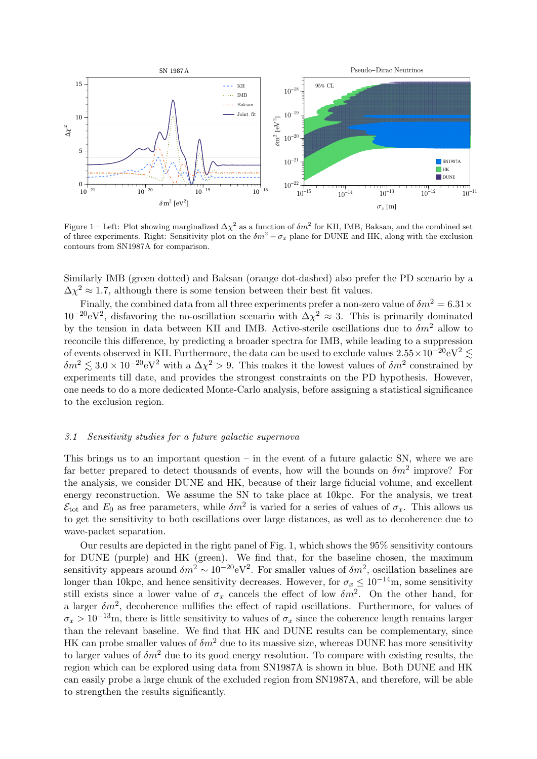Figure 1 – Left: Plot showing marginalized $\Delta\chi^2$ as a function of $\delta m^2$ for KII, IMB, Baksan, and the combined set of three experiments. Right: Sensitivity plot on the $\delta m^2 - \sigma_x$ plane for DUNE and HK, along with the exclusion contours from SN1987A for comparison.

Similarly IMB (green dotted) and Baksan (orange dot-dashed) also prefer the PD scenario by a $\Delta\chi^2 \approx 1.7$, although there is some tension between their best fit values.

Finally, the combined data from all three experiments prefer a non-zero value of $\delta m^2 = 6.31 \times 10^{-20}\text{eV}^2$, disfavoring the no-oscillation scenario with $\Delta\chi^2 \approx 3$. This is primarily dominated by the tension in data between KII and IMB. Active-sterile oscillations due to $\delta m^2$ allow to reconcile this difference, by predicting a broader spectra for IMB, while leading to a suppression of events observed in KII. Furthermore, the data can be used to exclude values $2.55 \times 10^{-20}\text{eV}^2 \lesssim \delta m^2 \lesssim 3.0 \times 10^{-20}\text{eV}^2$ with a $\Delta\chi^2 > 9$. This makes it the lowest values of $\delta m^2$ constrained by experiments till date, and provides the strongest constraints on the PD hypothesis. However, one needs to do a more dedicated Monte-Carlo analysis, before assigning a statistical significance to the exclusion region.

### *3.1 Sensitivity studies for a future galactic supernova*

This brings us to an important question – in the event of a future galactic SN, where we are far better prepared to detect thousands of events, how will the bounds on $\delta m^2$ improve? For the analysis, we consider DUNE and HK, because of their large fiducial volume, and excellent energy reconstruction. We assume the SN to take place at 10kpc. For the analysis, we treat $\mathcal{E}_{\text{tot}}$ and $E_0$ as free parameters, while $\delta m^2$ is varied for a series of values of $\sigma_x$. This allows us to get the sensitivity to both oscillations over large distances, as well as to decoherence due to wave-packet separation.

Our results are depicted in the right panel of Fig. 1, which shows the 95% sensitivity contours for DUNE (purple) and HK (green). We find that, for the baseline chosen, the maximum sensitivity appears around $\delta m^2 \sim 10^{-20}\text{eV}^2$. For smaller values of $\delta m^2$, oscillation baselines are longer than 10kpc, and hence sensitivity decreases. However, for $\sigma_x \leq 10^{-14}$m, some sensitivity still exists since a lower value of $\sigma_x$ cancels the effect of low $\delta m^2$. On the other hand, for a larger $\delta m^2$, decoherence nullifies the effect of rapid oscillations. Furthermore, for values of $\sigma_x > 10^{-13}$m, there is little sensitivity to values of $\sigma_x$ since the coherence length remains larger than the relevant baseline. We find that HK and DUNE results can be complementary, since HK can probe smaller values of $\delta m^2$ due to its massive size, whereas DUNE has more sensitivity to larger values of $\delta m^2$ due to its good energy resolution. To compare with existing results, the region which can be explored using data from SN1987A is shown in blue. Both DUNE and HK can easily probe a large chunk of the excluded region from SN1987A, and therefore, will be able to strengthen the results significantly.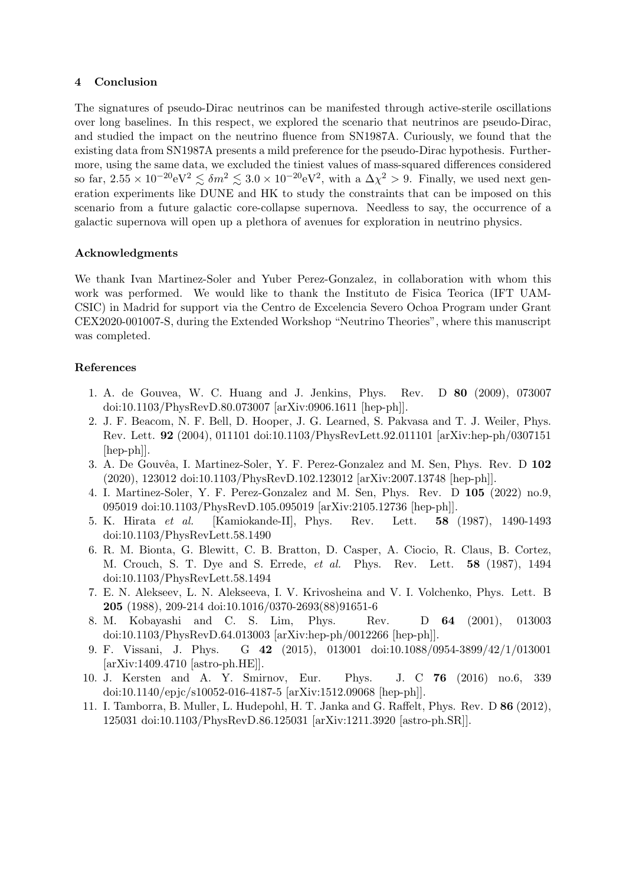## 4 Conclusion

The signatures of pseudo-Dirac neutrinos can be manifested through active-sterile oscillations over long baselines. In this respect, we explored the scenario that neutrinos are pseudo-Dirac, and studied the impact on the neutrino fluence from SN1987A. Curiously, we found that the existing data from SN1987A presents a mild preference for the pseudo-Dirac hypothesis. Furthermore, using the same data, we excluded the tiniest values of mass-squared differences considered so far, $2.55 \times 10^{-20}\text{eV}^2 \lesssim \delta m^2 \lesssim 3.0 \times 10^{-20}\text{eV}^2$, with a $\Delta\chi^2 > 9$. Finally, we used next generation experiments like DUNE and HK to study the constraints that can be imposed on this scenario from a future galactic core-collapse supernova. Needless to say, the occurrence of a galactic supernova will open up a plethora of avenues for exploration in neutrino physics.

### Acknowledgments

We thank Ivan Martinez-Soler and Yuber Perez-Gonzalez, in collaboration with whom this work was performed. We would like to thank the Instituto de Fisica Teorica (IFT UAM-CSIC) in Madrid for support via the Centro de Excelencia Severo Ochoa Program under Grant CEX2020-001007-S, during the Extended Workshop "Neutrino Theories", where this manuscript was completed.

### References

1. A. de Gouvea, W. C. Huang and J. Jenkins, Phys. Rev. D **80** (2009), 073007 doi:10.1103/PhysRevD.80.073007 [arXiv:0906.1611 [hep-ph]].
2. J. F. Beacom, N. F. Bell, D. Hooper, J. G. Learned, S. Pakvasa and T. J. Weiler, Phys. Rev. Lett. **92** (2004), 011101 doi:10.1103/PhysRevLett.92.011101 [arXiv:hep-ph/0307151 [hep-ph]].
3. A. De Gouvêa, I. Martinez-Soler, Y. F. Perez-Gonzalez and M. Sen, Phys. Rev. D **102** (2020), 123012 doi:10.1103/PhysRevD.102.123012 [arXiv:2007.13748 [hep-ph]].
4. I. Martinez-Soler, Y. F. Perez-Gonzalez and M. Sen, Phys. Rev. D **105** (2022) no.9, 095019 doi:10.1103/PhysRevD.105.095019 [arXiv:2105.12736 [hep-ph]].
5. K. Hirata *et al.* [Kamiokande-II], Phys. Rev. Lett. **58** (1987), 1490-1493 doi:10.1103/PhysRevLett.58.1490
6. R. M. Bionta, G. Blewitt, C. B. Bratton, D. Casper, A. Ciocio, R. Claus, B. Cortez, M. Crouch, S. T. Dye and S. Errede, *et al.* Phys. Rev. Lett. **58** (1987), 1494 doi:10.1103/PhysRevLett.58.1494
7. E. N. Alekseev, L. N. Alekseeva, I. V. Krivosheina and V. I. Volchenko, Phys. Lett. B **205** (1988), 209-214 doi:10.1016/0370-2693(88)91651-6
8. M. Kobayashi and C. S. Lim, Phys. Rev. D **64** (2001), 013003 doi:10.1103/PhysRevD.64.013003 [arXiv:hep-ph/0012266 [hep-ph]].
9. F. Vissani, J. Phys. G **42** (2015), 013001 doi:10.1088/0954-3899/42/1/013001 [arXiv:1409.4710 [astro-ph.HE]].
10. J. Kersten and A. Y. Smirnov, Eur. Phys. J. C **76** (2016) no.6, 339 doi:10.1140/epjc/s10052-016-4187-5 [arXiv:1512.09068 [hep-ph]].
11. I. Tamborra, B. Muller, L. Hudepohl, H. T. Janka and G. Raffelt, Phys. Rev. D **86** (2012), 125031 doi:10.1103/PhysRevD.86.125031 [arXiv:1211.3920 [astro-ph.SR]].